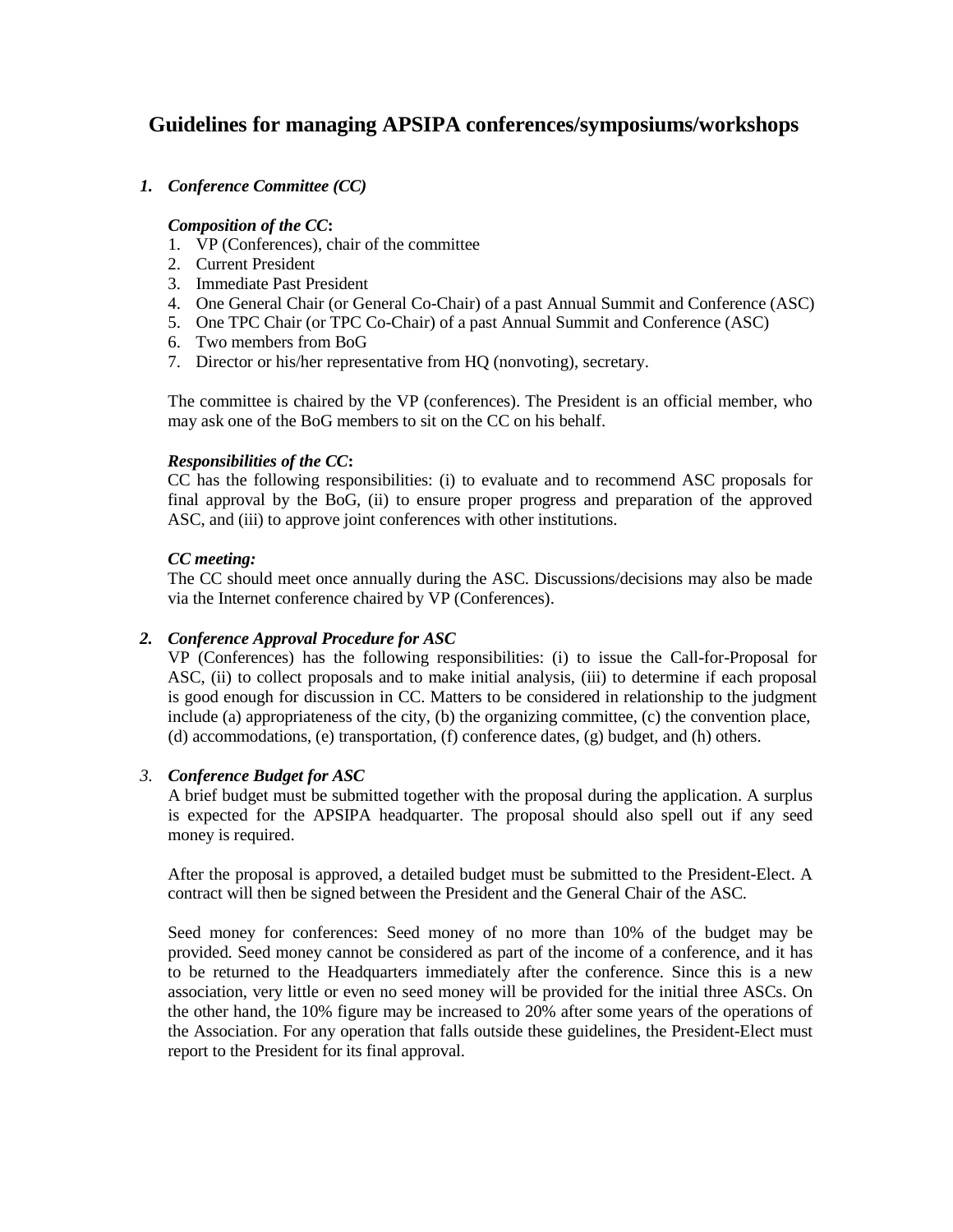# Guidelines for managing APSIPA conferences/symposiums/workshops

## *1. Conference Committee (CC)*

***Composition of the CC*:**

1. VP (Conferences), chair of the committee
2. Current President
3. Immediate Past President
4. One General Chair (or General Co-Chair) of a past Annual Summit and Conference (ASC)
5. One TPC Chair (or TPC Co-Chair) of a past Annual Summit and Conference (ASC)
6. Two members from BoG
7. Director or his/her representative from HQ (nonvoting), secretary.

The committee is chaired by the VP (conferences). The President is an official member, who may ask one of the BoG members to sit on the CC on his behalf.

***Responsibilities of the CC*:**

CC has the following responsibilities: (i) to evaluate and to recommend ASC proposals for final approval by the BoG, (ii) to ensure proper progress and preparation of the approved ASC, and (iii) to approve joint conferences with other institutions.

***CC meeting:***

The CC should meet once annually during the ASC. Discussions/decisions may also be made via the Internet conference chaired by VP (Conferences).

## *2. Conference Approval Procedure for ASC*

VP (Conferences) has the following responsibilities: (i) to issue the Call-for-Proposal for ASC, (ii) to collect proposals and to make initial analysis, (iii) to determine if each proposal is good enough for discussion in CC. Matters to be considered in relationship to the judgment include (a) appropriateness of the city, (b) the organizing committee, (c) the convention place, (d) accommodations, (e) transportation, (f) conference dates, (g) budget, and (h) others.

## *3. Conference Budget for ASC*

A brief budget must be submitted together with the proposal during the application. A surplus is expected for the APSIPA headquarter. The proposal should also spell out if any seed money is required.

After the proposal is approved, a detailed budget must be submitted to the President-Elect. A contract will then be signed between the President and the General Chair of the ASC.

Seed money for conferences: Seed money of no more than 10% of the budget may be provided. Seed money cannot be considered as part of the income of a conference, and it has to be returned to the Headquarters immediately after the conference. Since this is a new association, very little or even no seed money will be provided for the initial three ASCs. On the other hand, the 10% figure may be increased to 20% after some years of the operations of the Association. For any operation that falls outside these guidelines, the President-Elect must report to the President for its final approval.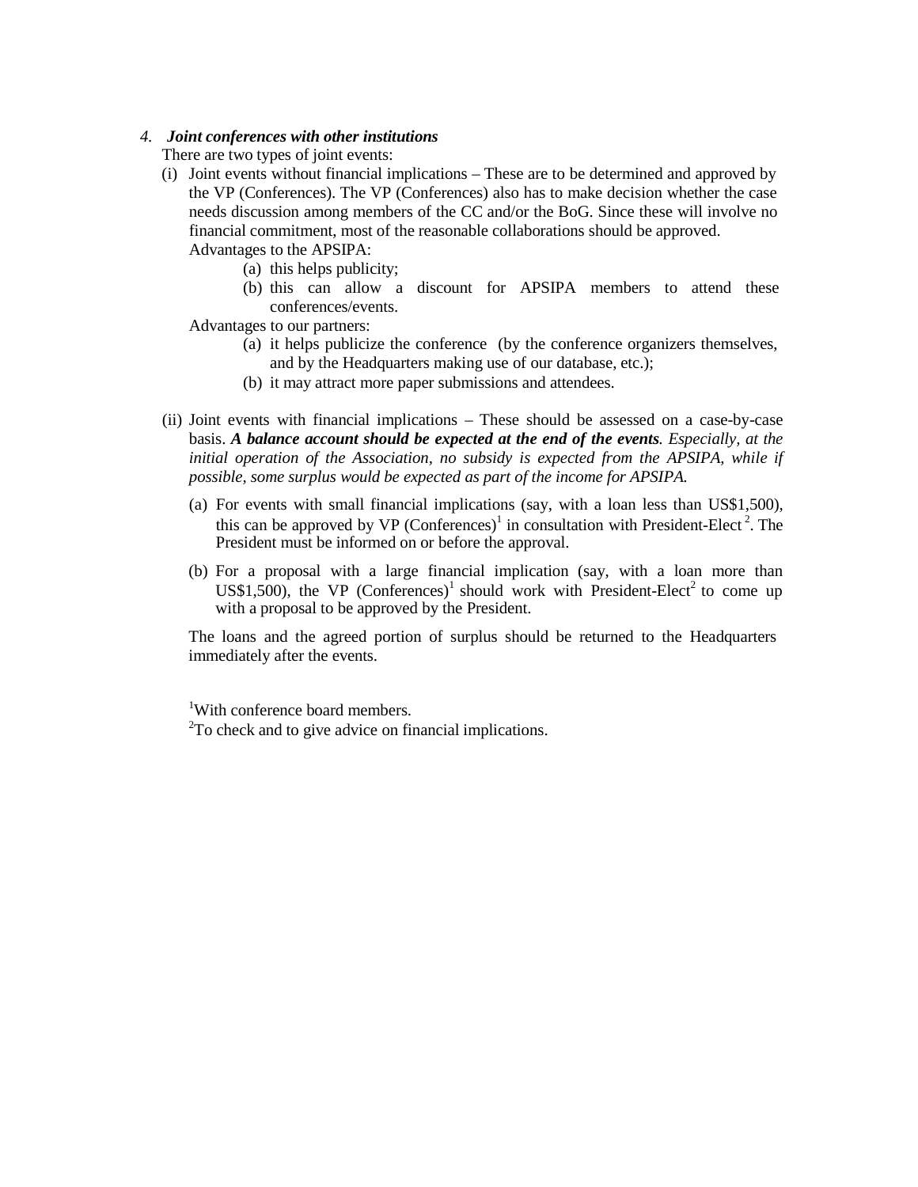4. ***Joint conferences with other institutions***

There are two types of joint events:

(i) Joint events without financial implications – These are to be determined and approved by the VP (Conferences). The VP (Conferences) also has to make decision whether the case needs discussion among members of the CC and/or the BoG. Since these will involve no financial commitment, most of the reasonable collaborations should be approved.

Advantages to the APSIPA:

- (a) this helps publicity;
- (b) this can allow a discount for APSIPA members to attend these conferences/events.

Advantages to our partners:

- (a) it helps publicize the conference (by the conference organizers themselves, and by the Headquarters making use of our database, etc.);
- (b) it may attract more paper submissions and attendees.

(ii) Joint events with financial implications – These should be assessed on a case-by-case basis. ***A balance account should be expected at the end of the events****. Especially, at the initial operation of the Association, no subsidy is expected from the APSIPA, while if possible, some surplus would be expected as part of the income for APSIPA.*

- (a) For events with small financial implications (say, with a loan less than US$1,500), this can be approved by VP (Conferences)[1] in consultation with President-Elect[2]. The President must be informed on or before the approval.
- (b) For a proposal with a large financial implication (say, with a loan more than US$1,500), the VP (Conferences)[1] should work with President-Elect[2] to come up with a proposal to be approved by the President.

The loans and the agreed portion of surplus should be returned to the Headquarters immediately after the events.

[1]With conference board members.

[2]To check and to give advice on financial implications.